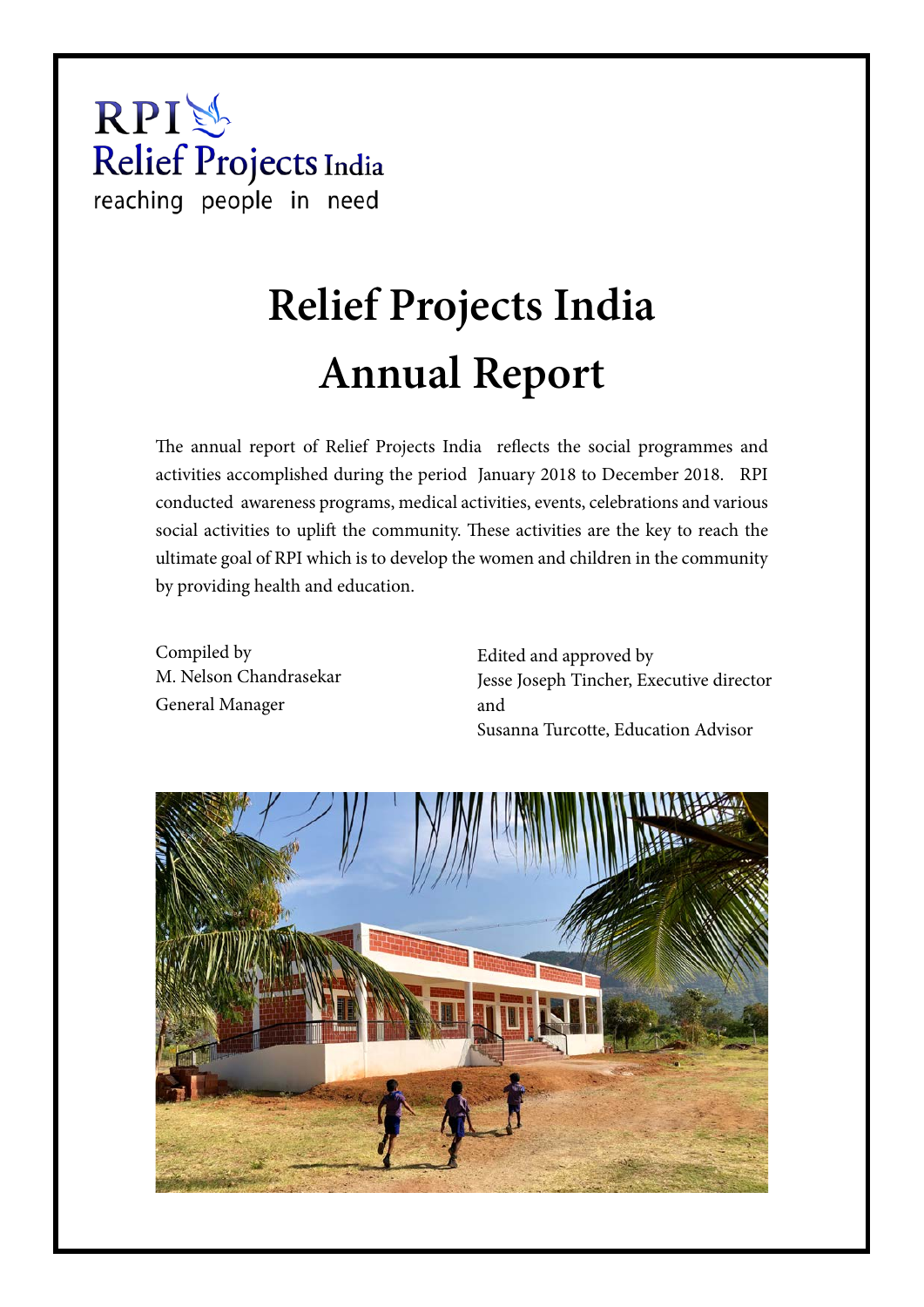RPI
Relief Projects India
reaching people in need

# Relief Projects India
# Annual Report

The annual report of Relief Projects India reflects the social programmes and activities accomplished during the period January 2018 to December 2018. RPI conducted awareness programs, medical activities, events, celebrations and various social activities to uplift the community. These activities are the key to reach the ultimate goal of RPI which is to develop the women and children in the community by providing health and education.

Compiled by
M. Nelson Chandrasekar
General Manager

Edited and approved by
Jesse Joseph Tincher, Executive director
and
Susanna Turcotte, Education Advisor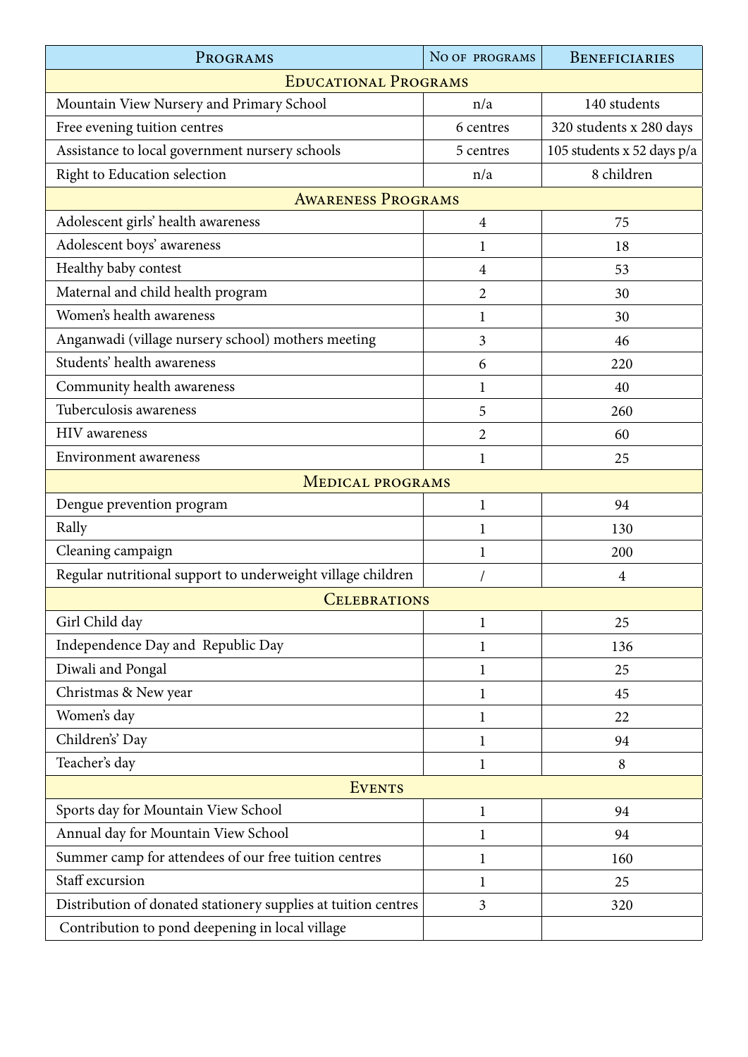| Programs | No of programs | Beneficiaries |
|---|---|---|
| **Educational Programs** | | |
| Mountain View Nursery and Primary School | n/a | 140 students |
| Free evening tuition centres | 6 centres | 320 students x 280 days |
| Assistance to local government nursery schools | 5 centres | 105 students x 52 days p/a |
| Right to Education selection | n/a | 8 children |
| **Awareness Programs** | | |
| Adolescent girls' health awareness | 4 | 75 |
| Adolescent boys' awareness | 1 | 18 |
| Healthy baby contest | 4 | 53 |
| Maternal and child health program | 2 | 30 |
| Women's health awareness | 1 | 30 |
| Anganwadi (village nursery school) mothers meeting | 3 | 46 |
| Students' health awareness | 6 | 220 |
| Community health awareness | 1 | 40 |
| Tuberculosis awareness | 5 | 260 |
| HIV awareness | 2 | 60 |
| Environment awareness | 1 | 25 |
| **Medical programs** | | |
| Dengue prevention program | 1 | 94 |
| Rally | 1 | 130 |
| Cleaning campaign | 1 | 200 |
| Regular nutritional support to underweight village children | / | 4 |
| **Celebrations** | | |
| Girl Child day | 1 | 25 |
| Independence Day and Republic Day | 1 | 136 |
| Diwali and Pongal | 1 | 25 |
| Christmas & New year | 1 | 45 |
| Women's day | 1 | 22 |
| Childrens' Day | 1 | 94 |
| Teacher's day | 1 | 8 |
| **Events** | | |
| Sports day for Mountain View School | 1 | 94 |
| Annual day for Mountain View School | 1 | 94 |
| Summer camp for attendees of our free tuition centres | 1 | 160 |
| Staff excursion | 1 | 25 |
| Distribution of donated stationery supplies at tuition centres | 3 | 320 |
| Contribution to pond deepening in local village | | |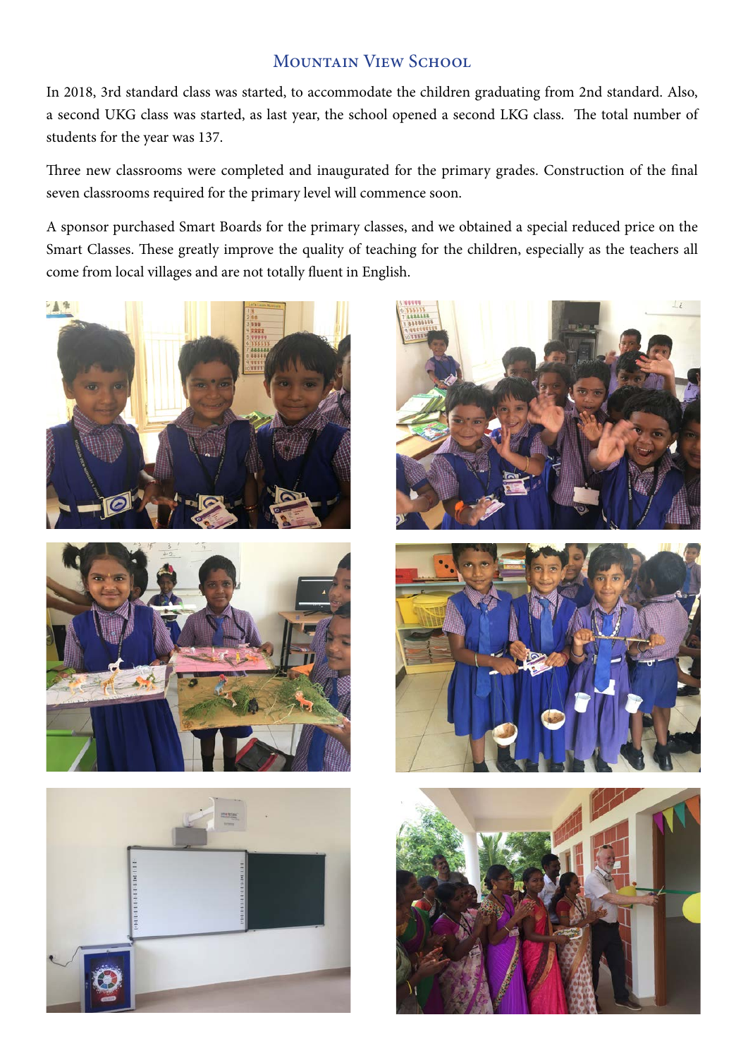## Mountain View School

In 2018, 3rd standard class was started, to accommodate the children graduating from 2nd standard. Also, a second UKG class was started, as last year, the school opened a second LKG class. The total number of students for the year was 137.

Three new classrooms were completed and inaugurated for the primary grades. Construction of the final seven classrooms required for the primary level will commence soon.

A sponsor purchased Smart Boards for the primary classes, and we obtained a special reduced price on the Smart Classes. These greatly improve the quality of teaching for the children, especially as the teachers all come from local villages and are not totally fluent in English.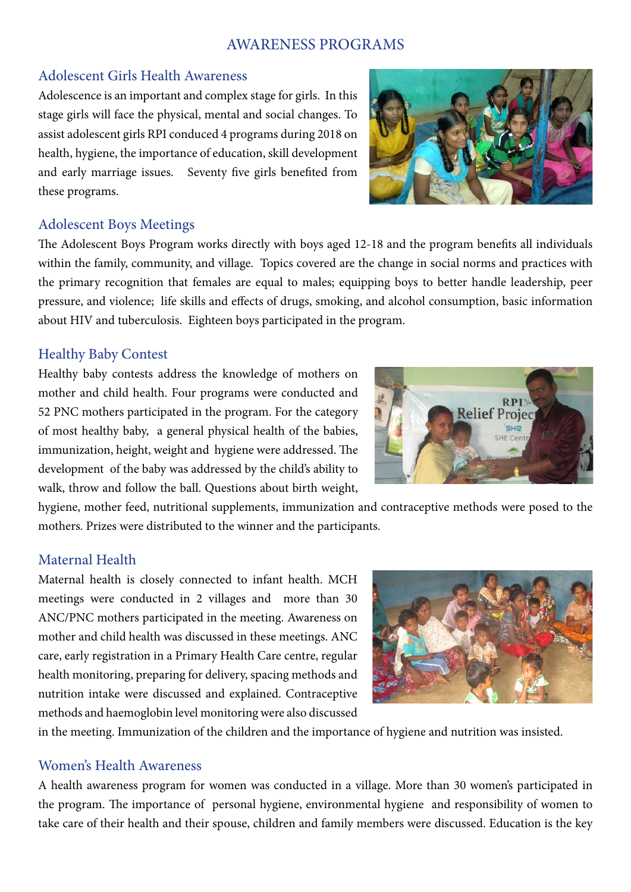# AWARENESS PROGRAMS

## Adolescent Girls Health Awareness

Adolescence is an important and complex stage for girls. In this stage girls will face the physical, mental and social changes. To assist adolescent girls RPI conduced 4 programs during 2018 on health, hygiene, the importance of education, skill development and early marriage issues. Seventy five girls benefited from these programs.

## Adolescent Boys Meetings

The Adolescent Boys Program works directly with boys aged 12-18 and the program benefits all individuals within the family, community, and village. Topics covered are the change in social norms and practices with the primary recognition that females are equal to males; equipping boys to better handle leadership, peer pressure, and violence; life skills and effects of drugs, smoking, and alcohol consumption, basic information about HIV and tuberculosis. Eighteen boys participated in the program.

## Healthy Baby Contest

Healthy baby contests address the knowledge of mothers on mother and child health. Four programs were conducted and 52 PNC mothers participated in the program. For the category of most healthy baby, a general physical health of the babies, immunization, height, weight and hygiene were addressed. The development of the baby was addressed by the child's ability to walk, throw and follow the ball. Questions about birth weight, hygiene, mother feed, nutritional supplements, immunization and contraceptive methods were posed to the mothers. Prizes were distributed to the winner and the participants.

## Maternal Health

Maternal health is closely connected to infant health. MCH meetings were conducted in 2 villages and more than 30 ANC/PNC mothers participated in the meeting. Awareness on mother and child health was discussed in these meetings. ANC care, early registration in a Primary Health Care centre, regular health monitoring, preparing for delivery, spacing methods and nutrition intake were discussed and explained. Contraceptive methods and haemoglobin level monitoring were also discussed in the meeting. Immunization of the children and the importance of hygiene and nutrition was insisted.

## Women's Health Awareness

A health awareness program for women was conducted in a village. More than 30 women's participated in the program. The importance of personal hygiene, environmental hygiene and responsibility of women to take care of their health and their spouse, children and family members were discussed. Education is the key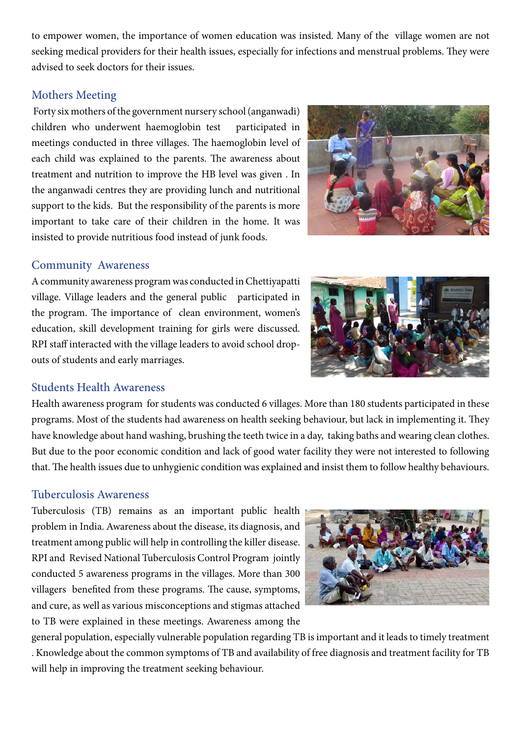to empower women, the importance of women education was insisted. Many of the village women are not seeking medical providers for their health issues, especially for infections and menstrual problems. They were advised to seek doctors for their issues.

## Mothers Meeting

Forty six mothers of the government nursery school (anganwadi) children who underwent haemoglobin test participated in meetings conducted in three villages. The haemoglobin level of each child was explained to the parents. The awareness about treatment and nutrition to improve the HB level was given . In the anganwadi centres they are providing lunch and nutritional support to the kids. But the responsibility of the parents is more important to take care of their children in the home. It was insisted to provide nutritious food instead of junk foods.

## Community Awareness

A community awareness program was conducted in Chettiyapatti village. Village leaders and the general public participated in the program. The importance of clean environment, women's education, skill development training for girls were discussed. RPI staff interacted with the village leaders to avoid school drop-outs of students and early marriages.

## Students Health Awareness

Health awareness program for students was conducted 6 villages. More than 180 students participated in these programs. Most of the students had awareness on health seeking behaviour, but lack in implementing it. They have knowledge about hand washing, brushing the teeth twice in a day, taking baths and wearing clean clothes. But due to the poor economic condition and lack of good water facility they were not interested to following that. The health issues due to unhygienic condition was explained and insist them to follow healthy behaviours.

## Tuberculosis Awareness

Tuberculosis (TB) remains as an important public health problem in India. Awareness about the disease, its diagnosis, and treatment among public will help in controlling the killer disease. RPI and Revised National Tuberculosis Control Program jointly conducted 5 awareness programs in the villages. More than 300 villagers benefited from these programs. The cause, symptoms, and cure, as well as various misconceptions and stigmas attached to TB were explained in these meetings. Awareness among the general population, especially vulnerable population regarding TB is important and it leads to timely treatment . Knowledge about the common symptoms of TB and availability of free diagnosis and treatment facility for TB will help in improving the treatment seeking behaviour.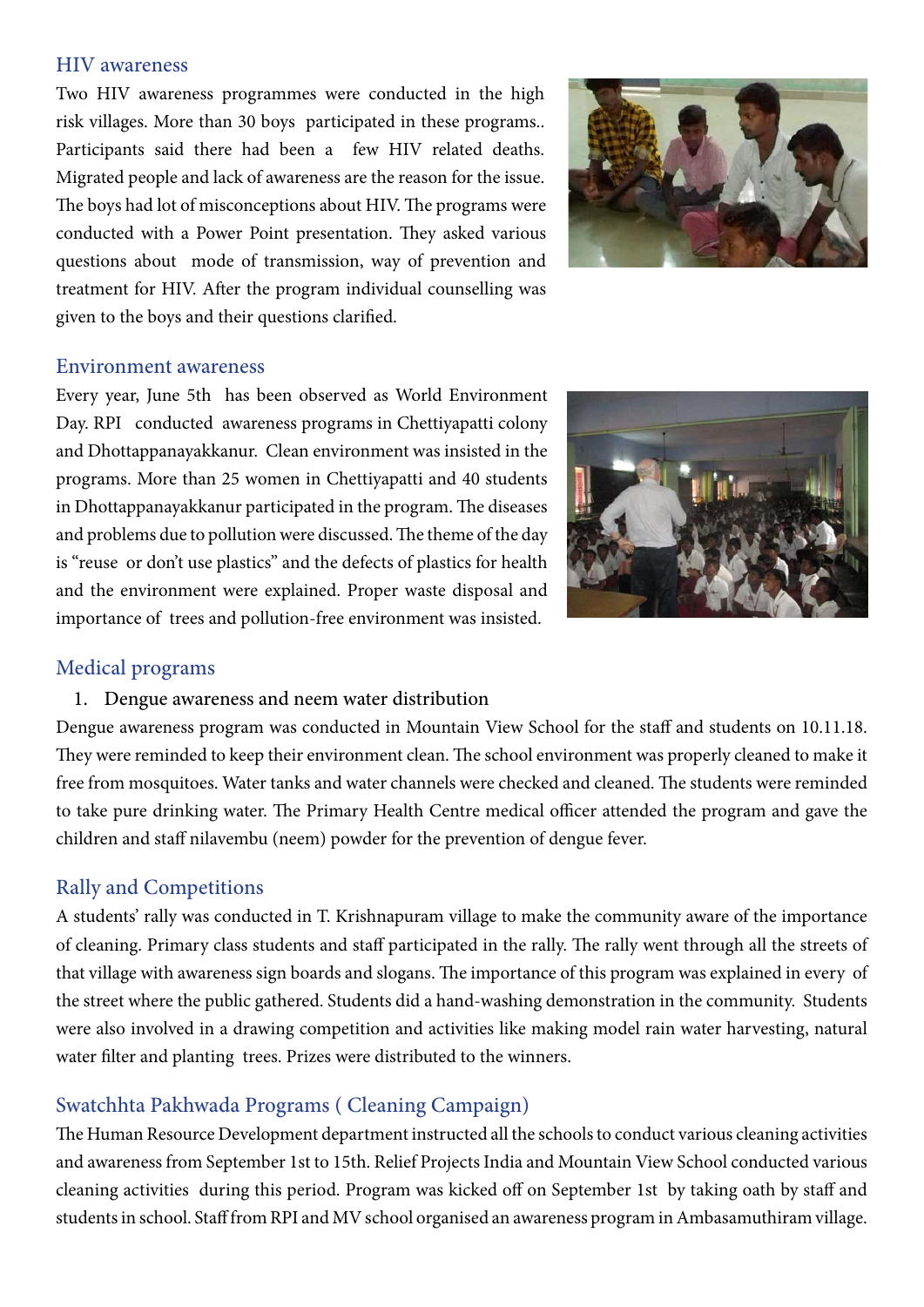## HIV awareness

Two HIV awareness programmes were conducted in the high risk villages. More than 30 boys participated in these programs.. Participants said there had been a few HIV related deaths. Migrated people and lack of awareness are the reason for the issue. The boys had lot of misconceptions about HIV. The programs were conducted with a Power Point presentation. They asked various questions about mode of transmission, way of prevention and treatment for HIV. After the program individual counselling was given to the boys and their questions clarified.

## Environment awareness

Every year, June 5th has been observed as World Environment Day. RPI conducted awareness programs in Chettiyapatti colony and Dhottappanayakkanur. Clean environment was insisted in the programs. More than 25 women in Chettiyapatti and 40 students in Dhottappanayakkanur participated in the program. The diseases and problems due to pollution were discussed. The theme of the day is "reuse or don't use plastics" and the defects of plastics for health and the environment were explained. Proper waste disposal and importance of trees and pollution-free environment was insisted.

## Medical programs

1. Dengue awareness and neem water distribution

Dengue awareness program was conducted in Mountain View School for the staff and students on 10.11.18. They were reminded to keep their environment clean. The school environment was properly cleaned to make it free from mosquitoes. Water tanks and water channels were checked and cleaned. The students were reminded to take pure drinking water. The Primary Health Centre medical officer attended the program and gave the children and staff nilavembu (neem) powder for the prevention of dengue fever.

## Rally and Competitions

A students' rally was conducted in T. Krishnapuram village to make the community aware of the importance of cleaning. Primary class students and staff participated in the rally. The rally went through all the streets of that village with awareness sign boards and slogans. The importance of this program was explained in every of the street where the public gathered. Students did a hand-washing demonstration in the community. Students were also involved in a drawing competition and activities like making model rain water harvesting, natural water filter and planting trees. Prizes were distributed to the winners.

## Swatchhta Pakhwada Programs ( Cleaning Campaign)

The Human Resource Development department instructed all the schools to conduct various cleaning activities and awareness from September 1st to 15th. Relief Projects India and Mountain View School conducted various cleaning activities during this period. Program was kicked off on September 1st by taking oath by staff and students in school. Staff from RPI and MV school organised an awareness program in Ambasamuthiram village.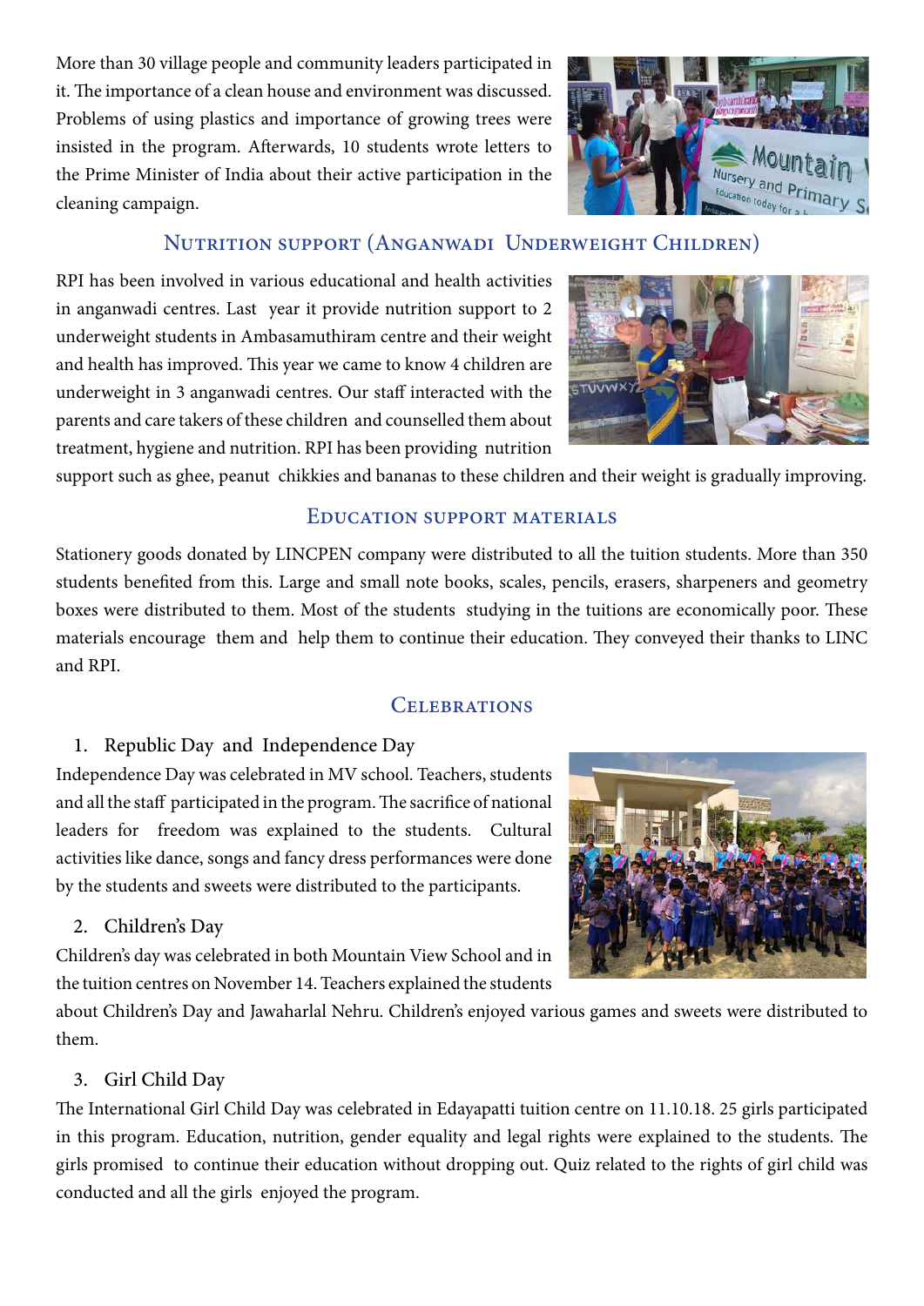More than 30 village people and community leaders participated in it. The importance of a clean house and environment was discussed. Problems of using plastics and importance of growing trees were insisted in the program. Afterwards, 10 students wrote letters to the Prime Minister of India about their active participation in the cleaning campaign.

## Nutrition support (Anganwadi Underweight Children)

RPI has been involved in various educational and health activities in anganwadi centres. Last year it provide nutrition support to 2 underweight students in Ambasamuthiram centre and their weight and health has improved. This year we came to know 4 children are underweight in 3 anganwadi centres. Our staff interacted with the parents and care takers of these children and counselled them about treatment, hygiene and nutrition. RPI has been providing nutrition support such as ghee, peanut chikkies and bananas to these children and their weight is gradually improving.

## Education support materials

Stationery goods donated by LINCPEN company were distributed to all the tuition students. More than 350 students benefited from this. Large and small note books, scales, pencils, erasers, sharpeners and geometry boxes were distributed to them. Most of the students studying in the tuitions are economically poor. These materials encourage them and help them to continue their education. They conveyed their thanks to LINC and RPI.

## Celebrations

1. Republic Day and Independence Day

Independence Day was celebrated in MV school. Teachers, students and all the staff participated in the program. The sacrifice of national leaders for freedom was explained to the students. Cultural activities like dance, songs and fancy dress performances were done by the students and sweets were distributed to the participants.

2. Children's Day

Children's day was celebrated in both Mountain View School and in the tuition centres on November 14. Teachers explained the students about Children's Day and Jawaharlal Nehru. Children's enjoyed various games and sweets were distributed to them.

3. Girl Child Day

The International Girl Child Day was celebrated in Edayapatti tuition centre on 11.10.18. 25 girls participated in this program. Education, nutrition, gender equality and legal rights were explained to the students. The girls promised to continue their education without dropping out. Quiz related to the rights of girl child was conducted and all the girls enjoyed the program.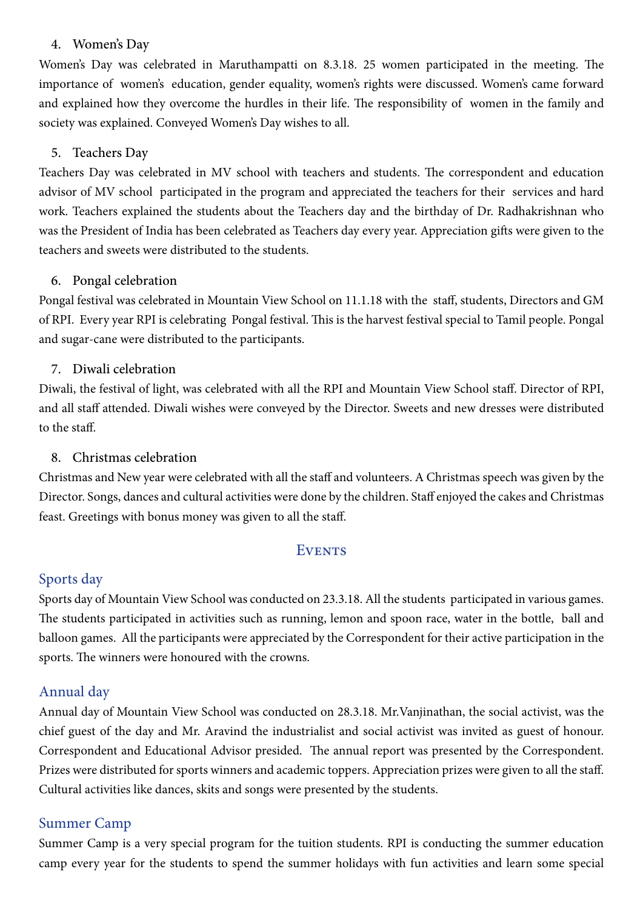4. Women's Day

Women's Day was celebrated in Maruthampatti on 8.3.18. 25 women participated in the meeting. The importance of women's education, gender equality, women's rights were discussed. Women's came forward and explained how they overcome the hurdles in their life. The responsibility of women in the family and society was explained. Conveyed Women's Day wishes to all.

5. Teachers Day

Teachers Day was celebrated in MV school with teachers and students. The correspondent and education advisor of MV school participated in the program and appreciated the teachers for their services and hard work. Teachers explained the students about the Teachers day and the birthday of Dr. Radhakrishnan who was the President of India has been celebrated as Teachers day every year. Appreciation gifts were given to the teachers and sweets were distributed to the students.

6. Pongal celebration

Pongal festival was celebrated in Mountain View School on 11.1.18 with the staff, students, Directors and GM of RPI. Every year RPI is celebrating Pongal festival. This is the harvest festival special to Tamil people. Pongal and sugar-cane were distributed to the participants.

7. Diwali celebration

Diwali, the festival of light, was celebrated with all the RPI and Mountain View School staff. Director of RPI, and all staff attended. Diwali wishes were conveyed by the Director. Sweets and new dresses were distributed to the staff.

8. Christmas celebration

Christmas and New year were celebrated with all the staff and volunteers. A Christmas speech was given by the Director. Songs, dances and cultural activities were done by the children. Staff enjoyed the cakes and Christmas feast. Greetings with bonus money was given to all the staff.

## Events

### Sports day

Sports day of Mountain View School was conducted on 23.3.18. All the students participated in various games. The students participated in activities such as running, lemon and spoon race, water in the bottle, ball and balloon games. All the participants were appreciated by the Correspondent for their active participation in the sports. The winners were honoured with the crowns.

### Annual day

Annual day of Mountain View School was conducted on 28.3.18. Mr.Vanjinathan, the social activist, was the chief guest of the day and Mr. Aravind the industrialist and social activist was invited as guest of honour. Correspondent and Educational Advisor presided. The annual report was presented by the Correspondent. Prizes were distributed for sports winners and academic toppers. Appreciation prizes were given to all the staff. Cultural activities like dances, skits and songs were presented by the students.

### Summer Camp

Summer Camp is a very special program for the tuition students. RPI is conducting the summer education camp every year for the students to spend the summer holidays with fun activities and learn some special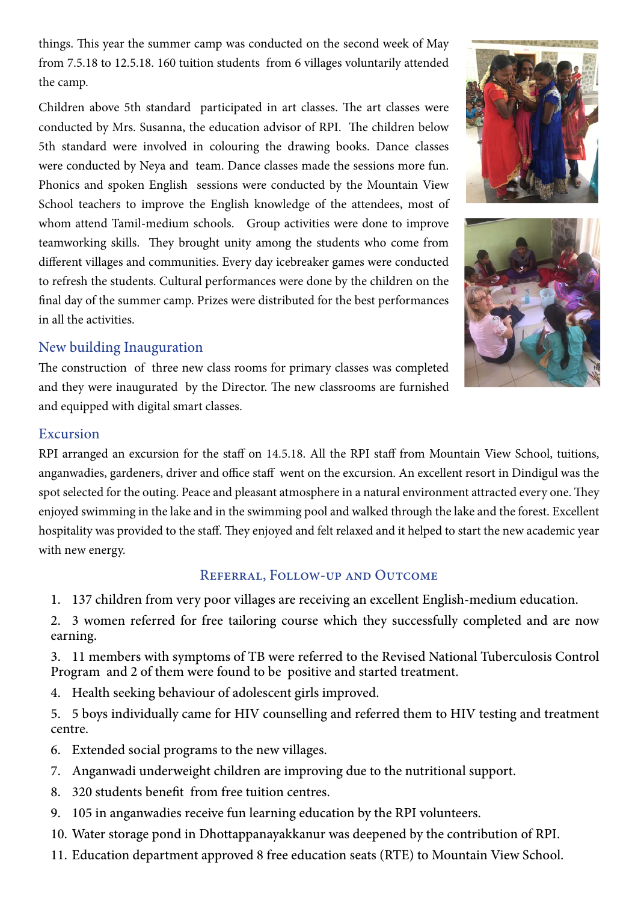things. This year the summer camp was conducted on the second week of May from 7.5.18 to 12.5.18. 160 tuition students from 6 villages voluntarily attended the camp.

Children above 5th standard participated in art classes. The art classes were conducted by Mrs. Susanna, the education advisor of RPI. The children below 5th standard were involved in colouring the drawing books. Dance classes were conducted by Neya and team. Dance classes made the sessions more fun. Phonics and spoken English sessions were conducted by the Mountain View School teachers to improve the English knowledge of the attendees, most of whom attend Tamil-medium schools. Group activities were done to improve teamworking skills. They brought unity among the students who come from different villages and communities. Every day icebreaker games were conducted to refresh the students. Cultural performances were done by the children on the final day of the summer camp. Prizes were distributed for the best performances in all the activities.

### New building Inauguration

The construction of three new class rooms for primary classes was completed and they were inaugurated by the Director. The new classrooms are furnished and equipped with digital smart classes.

### Excursion

RPI arranged an excursion for the staff on 14.5.18. All the RPI staff from Mountain View School, tuitions, anganwadies, gardeners, driver and office staff went on the excursion. An excellent resort in Dindigul was the spot selected for the outing. Peace and pleasant atmosphere in a natural environment attracted every one. They enjoyed swimming in the lake and in the swimming pool and walked through the lake and the forest. Excellent hospitality was provided to the staff. They enjoyed and felt relaxed and it helped to start the new academic year with new energy.

## Referral, Follow-up and Outcome

1. 137 children from very poor villages are receiving an excellent English-medium education.
2. 3 women referred for free tailoring course which they successfully completed and are now earning.
3. 11 members with symptoms of TB were referred to the Revised National Tuberculosis Control Program and 2 of them were found to be positive and started treatment.
4. Health seeking behaviour of adolescent girls improved.
5. 5 boys individually came for HIV counselling and referred them to HIV testing and treatment centre.
6. Extended social programs to the new villages.
7. Anganwadi underweight children are improving due to the nutritional support.
8. 320 students benefit from free tuition centres.
9. 105 in anganwadies receive fun learning education by the RPI volunteers.
10. Water storage pond in Dhottappanayakkanur was deepened by the contribution of RPI.
11. Education department approved 8 free education seats (RTE) to Mountain View School.